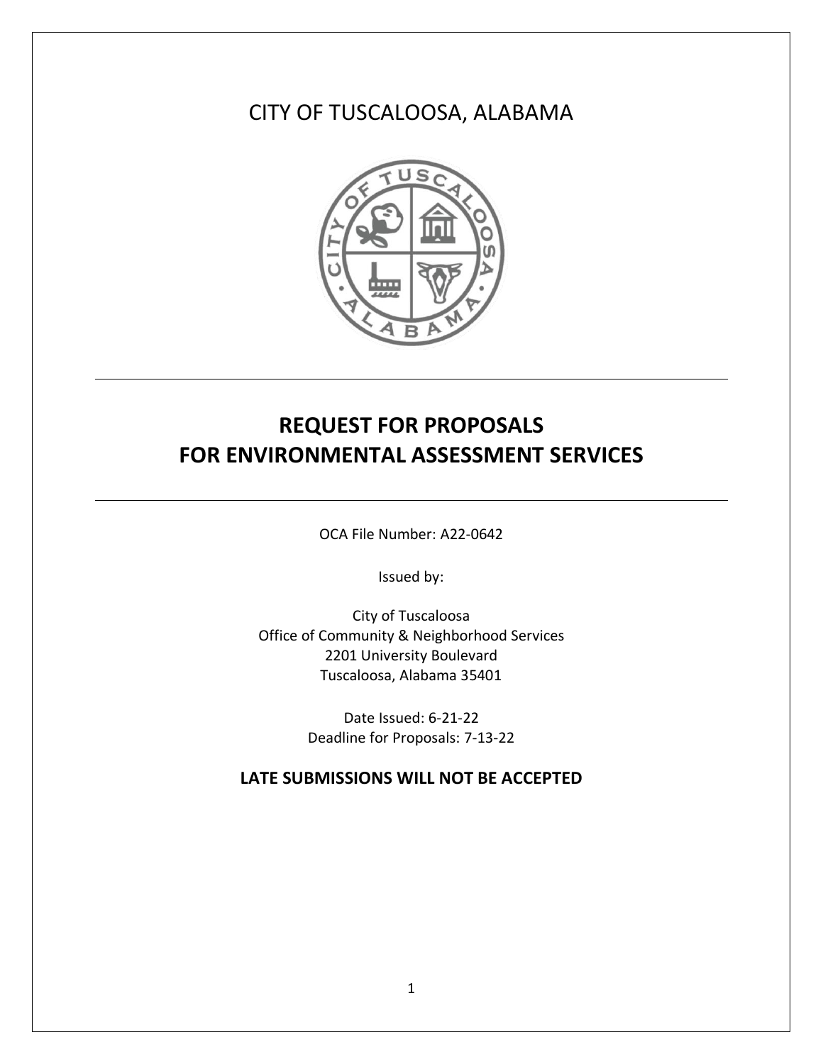# CITY OF TUSCALOOSA, ALABAMA

---

## REQUEST FOR PROPOSALS
## FOR ENVIRONMENTAL ASSESSMENT SERVICES

---

OCA File Number: A22-0642

Issued by:

City of Tuscaloosa
Office of Community & Neighborhood Services
2201 University Boulevard
Tuscaloosa, Alabama 35401

Date Issued: 6-21-22
Deadline for Proposals: 7-13-22

**LATE SUBMISSIONS WILL NOT BE ACCEPTED**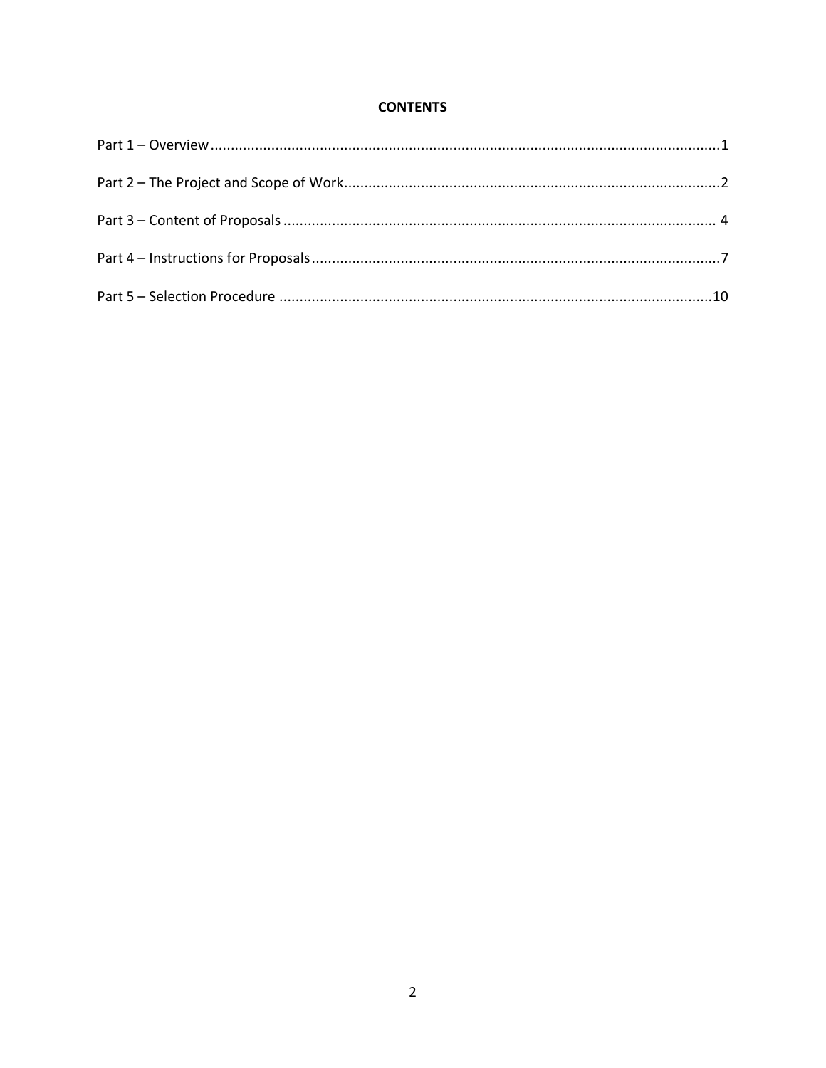**CONTENTS**

Part 1 – Overview ............................................................................................................................1

Part 2 – The Project and Scope of Work............................................................................................2

Part 3 – Content of Proposals .......................................................................................................... 4

Part 4 – Instructions for Proposals....................................................................................................7

Part 5 – Selection Procedure ..........................................................................................................10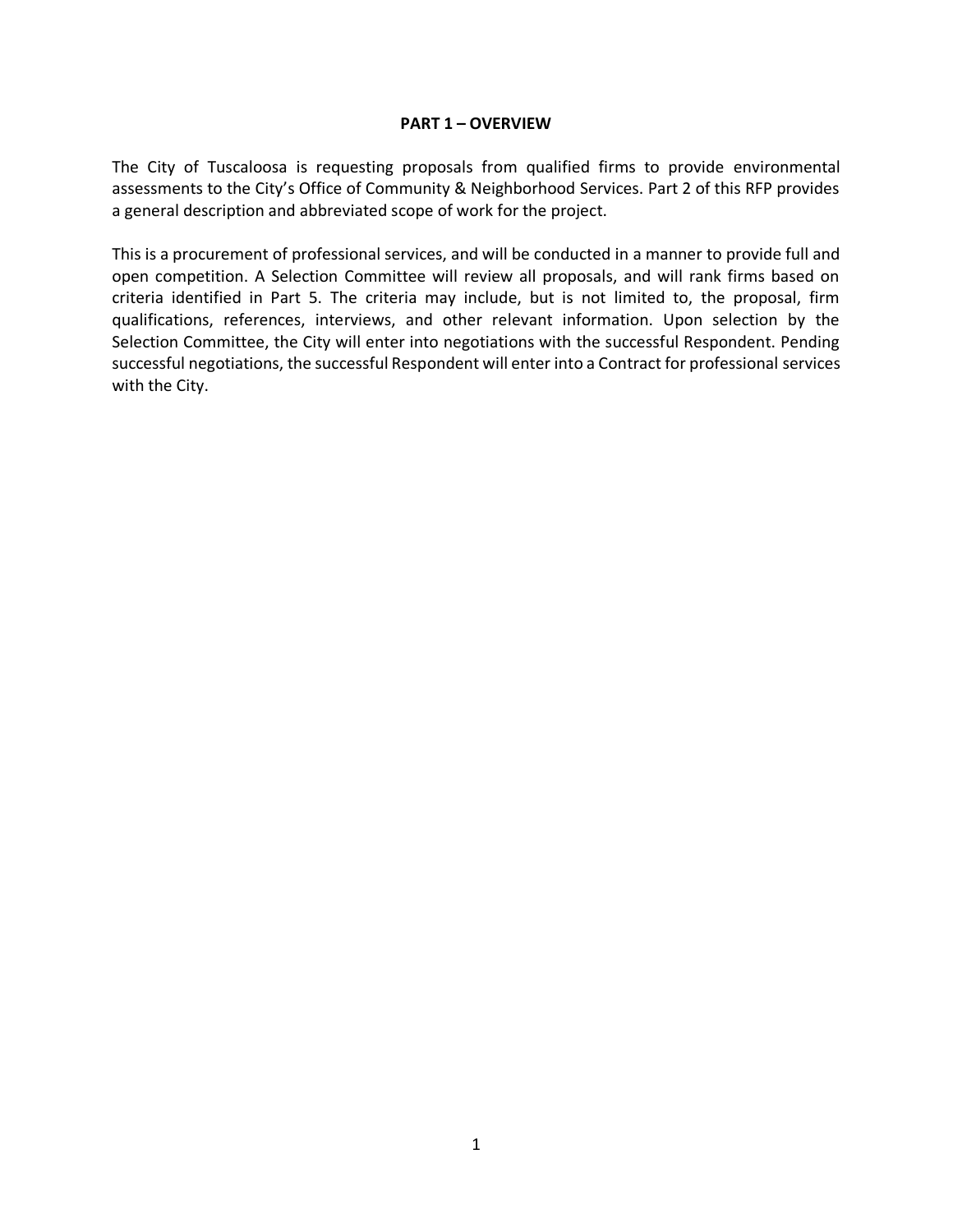## PART 1 – OVERVIEW

The City of Tuscaloosa is requesting proposals from qualified firms to provide environmental assessments to the City's Office of Community & Neighborhood Services. Part 2 of this RFP provides a general description and abbreviated scope of work for the project.

This is a procurement of professional services, and will be conducted in a manner to provide full and open competition. A Selection Committee will review all proposals, and will rank firms based on criteria identified in Part 5. The criteria may include, but is not limited to, the proposal, firm qualifications, references, interviews, and other relevant information. Upon selection by the Selection Committee, the City will enter into negotiations with the successful Respondent. Pending successful negotiations, the successful Respondent will enter into a Contract for professional services with the City.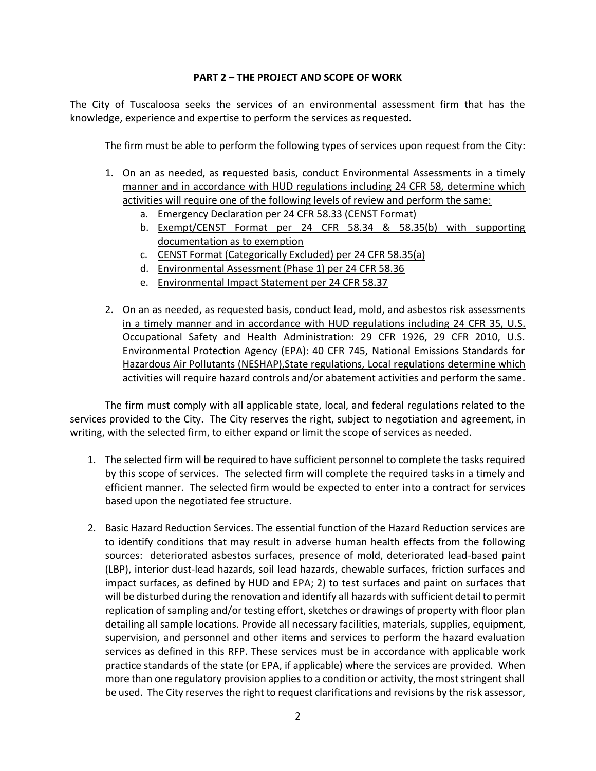**PART 2 – THE PROJECT AND SCOPE OF WORK**

The City of Tuscaloosa seeks the services of an environmental assessment firm that has the knowledge, experience and expertise to perform the services as requested.

The firm must be able to perform the following types of services upon request from the City:

1. On an as needed, as requested basis, conduct Environmental Assessments in a timely manner and in accordance with HUD regulations including 24 CFR 58, determine which activities will require one of the following levels of review and perform the same:
   a. Emergency Declaration per 24 CFR 58.33 (CENST Format)
   b. Exempt/CENST Format per 24 CFR 58.34 & 58.35(b) with supporting documentation as to exemption
   c. CENST Format (Categorically Excluded) per 24 CFR 58.35(a)
   d. Environmental Assessment (Phase 1) per 24 CFR 58.36
   e. Environmental Impact Statement per 24 CFR 58.37

2. On an as needed, as requested basis, conduct lead, mold, and asbestos risk assessments in a timely manner and in accordance with HUD regulations including 24 CFR 35, U.S. Occupational Safety and Health Administration: 29 CFR 1926, 29 CFR 2010, U.S. Environmental Protection Agency (EPA): 40 CFR 745, National Emissions Standards for Hazardous Air Pollutants (NESHAP),State regulations, Local regulations determine which activities will require hazard controls and/or abatement activities and perform the same.

The firm must comply with all applicable state, local, and federal regulations related to the services provided to the City. The City reserves the right, subject to negotiation and agreement, in writing, with the selected firm, to either expand or limit the scope of services as needed.

1. The selected firm will be required to have sufficient personnel to complete the tasks required by this scope of services. The selected firm will complete the required tasks in a timely and efficient manner. The selected firm would be expected to enter into a contract for services based upon the negotiated fee structure.

2. Basic Hazard Reduction Services. The essential function of the Hazard Reduction services are to identify conditions that may result in adverse human health effects from the following sources: deteriorated asbestos surfaces, presence of mold, deteriorated lead-based paint (LBP), interior dust-lead hazards, soil lead hazards, chewable surfaces, friction surfaces and impact surfaces, as defined by HUD and EPA; 2) to test surfaces and paint on surfaces that will be disturbed during the renovation and identify all hazards with sufficient detail to permit replication of sampling and/or testing effort, sketches or drawings of property with floor plan detailing all sample locations. Provide all necessary facilities, materials, supplies, equipment, supervision, and personnel and other items and services to perform the hazard evaluation services as defined in this RFP. These services must be in accordance with applicable work practice standards of the state (or EPA, if applicable) where the services are provided. When more than one regulatory provision applies to a condition or activity, the most stringent shall be used. The City reserves the right to request clarifications and revisions by the risk assessor,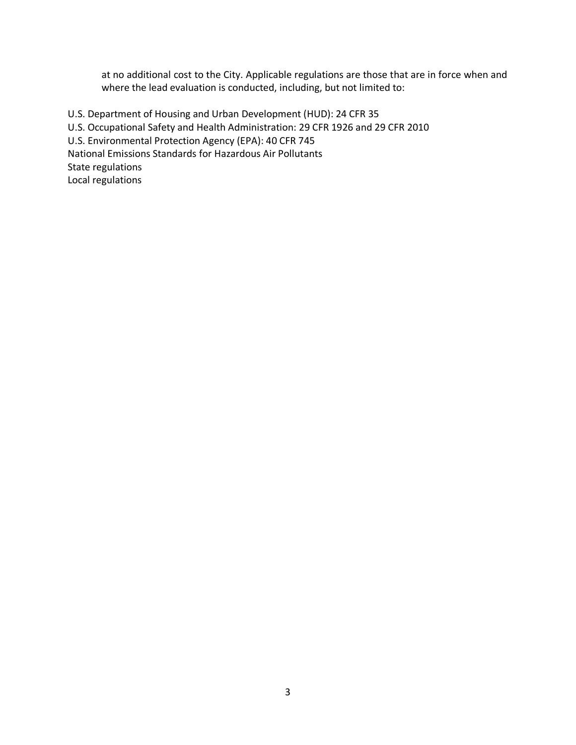at no additional cost to the City. Applicable regulations are those that are in force when and where the lead evaluation is conducted, including, but not limited to:

U.S. Department of Housing and Urban Development (HUD): 24 CFR 35
U.S. Occupational Safety and Health Administration: 29 CFR 1926 and 29 CFR 2010
U.S. Environmental Protection Agency (EPA): 40 CFR 745
National Emissions Standards for Hazardous Air Pollutants
State regulations
Local regulations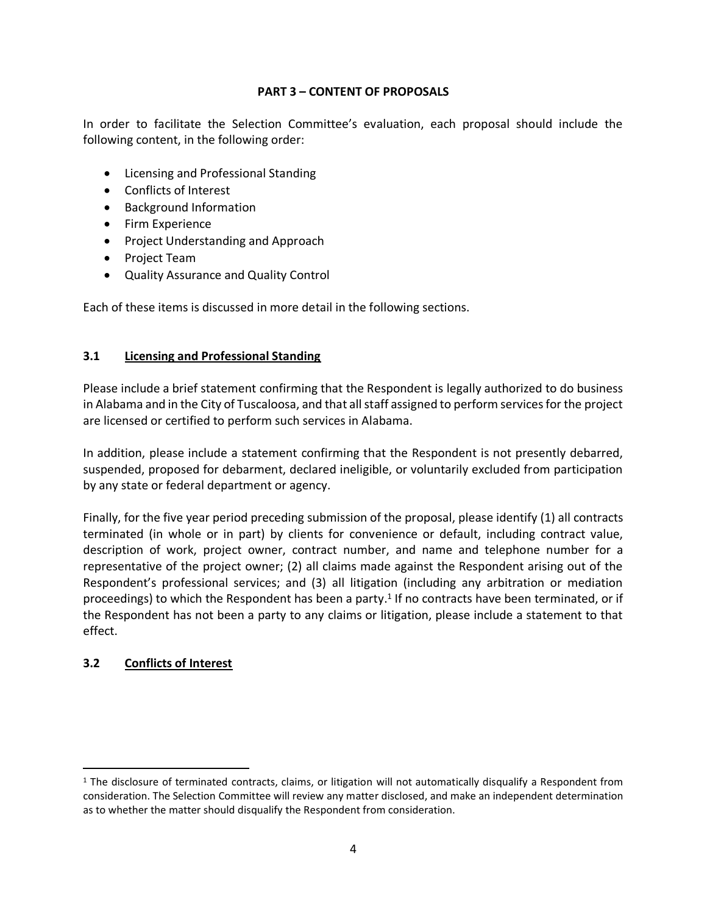## PART 3 – CONTENT OF PROPOSALS

In order to facilitate the Selection Committee's evaluation, each proposal should include the following content, in the following order:

- Licensing and Professional Standing
- Conflicts of Interest
- Background Information
- Firm Experience
- Project Understanding and Approach
- Project Team
- Quality Assurance and Quality Control

Each of these items is discussed in more detail in the following sections.

### 3.1 Licensing and Professional Standing

Please include a brief statement confirming that the Respondent is legally authorized to do business in Alabama and in the City of Tuscaloosa, and that all staff assigned to perform services for the project are licensed or certified to perform such services in Alabama.

In addition, please include a statement confirming that the Respondent is not presently debarred, suspended, proposed for debarment, declared ineligible, or voluntarily excluded from participation by any state or federal department or agency.

Finally, for the five year period preceding submission of the proposal, please identify (1) all contracts terminated (in whole or in part) by clients for convenience or default, including contract value, description of work, project owner, contract number, and name and telephone number for a representative of the project owner; (2) all claims made against the Respondent arising out of the Respondent's professional services; and (3) all litigation (including any arbitration or mediation proceedings) to which the Respondent has been a party.[1] If no contracts have been terminated, or if the Respondent has not been a party to any claims or litigation, please include a statement to that effect.

### 3.2 Conflicts of Interest

[1] The disclosure of terminated contracts, claims, or litigation will not automatically disqualify a Respondent from consideration. The Selection Committee will review any matter disclosed, and make an independent determination as to whether the matter should disqualify the Respondent from consideration.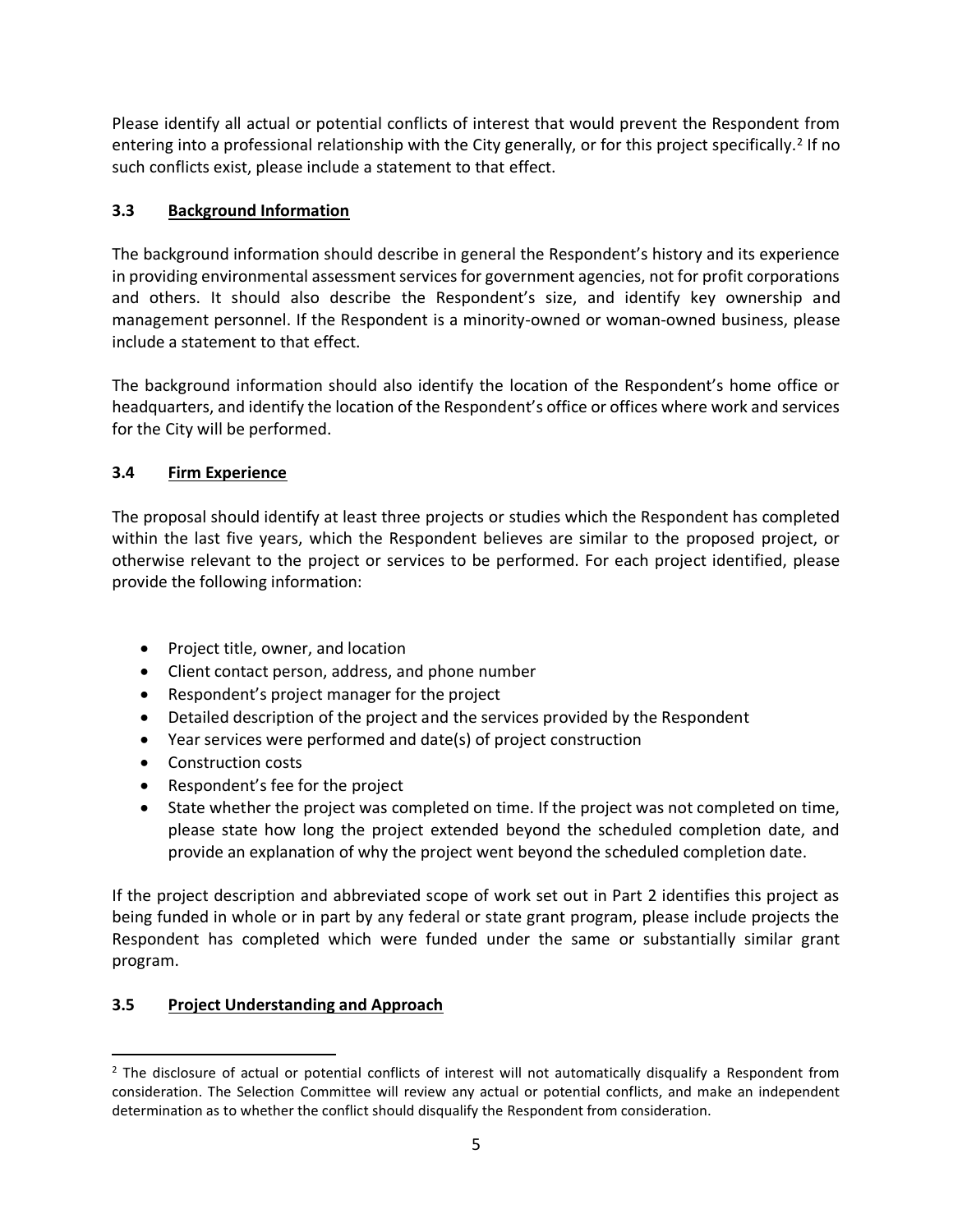Please identify all actual or potential conflicts of interest that would prevent the Respondent from entering into a professional relationship with the City generally, or for this project specifically.[2] If no such conflicts exist, please include a statement to that effect.

### 3.3 Background Information

The background information should describe in general the Respondent's history and its experience in providing environmental assessment services for government agencies, not for profit corporations and others. It should also describe the Respondent's size, and identify key ownership and management personnel. If the Respondent is a minority-owned or woman-owned business, please include a statement to that effect.

The background information should also identify the location of the Respondent's home office or headquarters, and identify the location of the Respondent's office or offices where work and services for the City will be performed.

### 3.4 Firm Experience

The proposal should identify at least three projects or studies which the Respondent has completed within the last five years, which the Respondent believes are similar to the proposed project, or otherwise relevant to the project or services to be performed. For each project identified, please provide the following information:

- Project title, owner, and location
- Client contact person, address, and phone number
- Respondent's project manager for the project
- Detailed description of the project and the services provided by the Respondent
- Year services were performed and date(s) of project construction
- Construction costs
- Respondent's fee for the project
- State whether the project was completed on time. If the project was not completed on time, please state how long the project extended beyond the scheduled completion date, and provide an explanation of why the project went beyond the scheduled completion date.

If the project description and abbreviated scope of work set out in Part 2 identifies this project as being funded in whole or in part by any federal or state grant program, please include projects the Respondent has completed which were funded under the same or substantially similar grant program.

### 3.5 Project Understanding and Approach

[2] The disclosure of actual or potential conflicts of interest will not automatically disqualify a Respondent from consideration. The Selection Committee will review any actual or potential conflicts, and make an independent determination as to whether the conflict should disqualify the Respondent from consideration.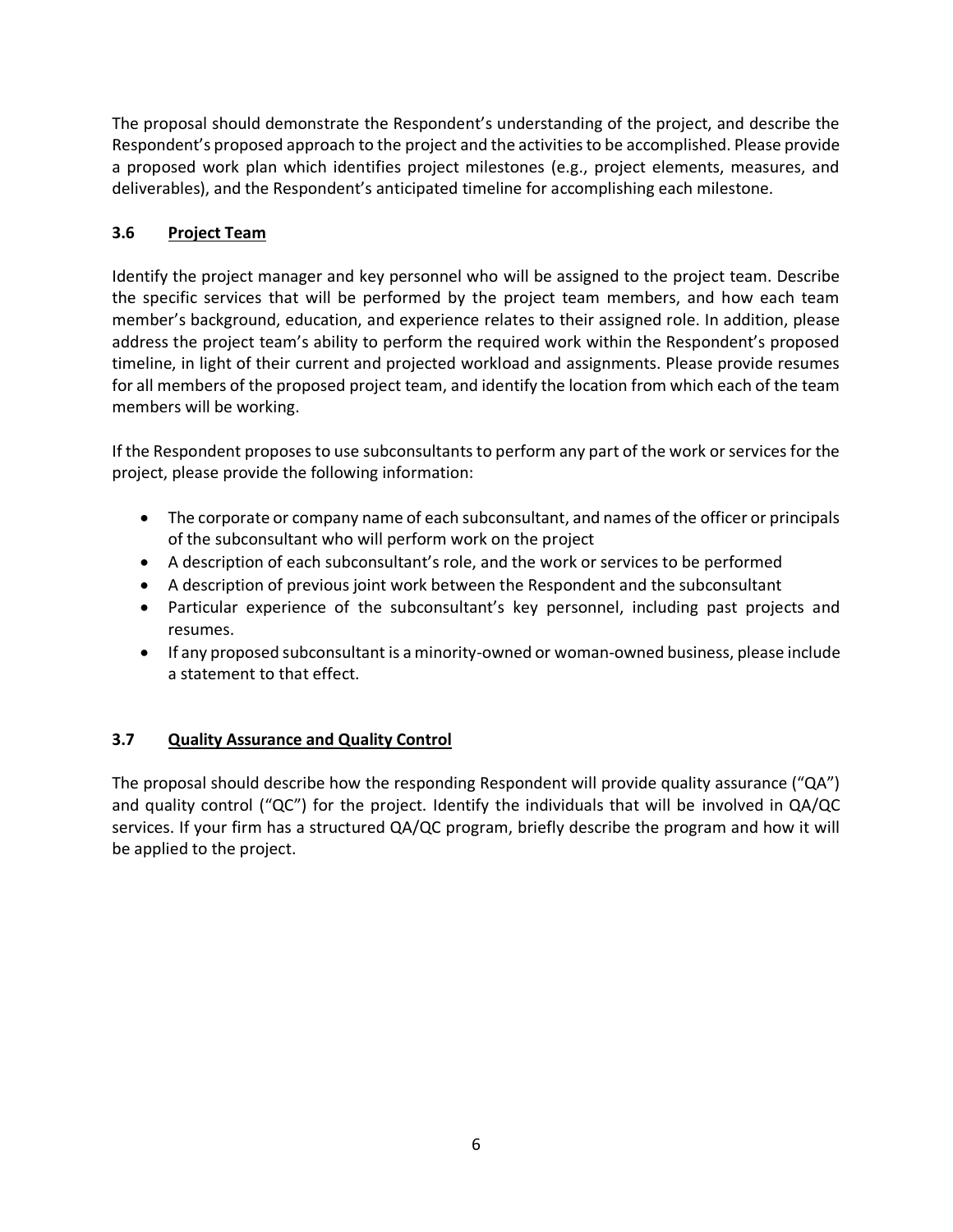The proposal should demonstrate the Respondent's understanding of the project, and describe the Respondent's proposed approach to the project and the activities to be accomplished. Please provide a proposed work plan which identifies project milestones (e.g., project elements, measures, and deliverables), and the Respondent's anticipated timeline for accomplishing each milestone.

### 3.6 Project Team

Identify the project manager and key personnel who will be assigned to the project team. Describe the specific services that will be performed by the project team members, and how each team member's background, education, and experience relates to their assigned role. In addition, please address the project team's ability to perform the required work within the Respondent's proposed timeline, in light of their current and projected workload and assignments. Please provide resumes for all members of the proposed project team, and identify the location from which each of the team members will be working.

If the Respondent proposes to use subconsultants to perform any part of the work or services for the project, please provide the following information:

- The corporate or company name of each subconsultant, and names of the officer or principals of the subconsultant who will perform work on the project
- A description of each subconsultant's role, and the work or services to be performed
- A description of previous joint work between the Respondent and the subconsultant
- Particular experience of the subconsultant's key personnel, including past projects and resumes.
- If any proposed subconsultant is a minority-owned or woman-owned business, please include a statement to that effect.

### 3.7 Quality Assurance and Quality Control

The proposal should describe how the responding Respondent will provide quality assurance ("QA") and quality control ("QC") for the project. Identify the individuals that will be involved in QA/QC services. If your firm has a structured QA/QC program, briefly describe the program and how it will be applied to the project.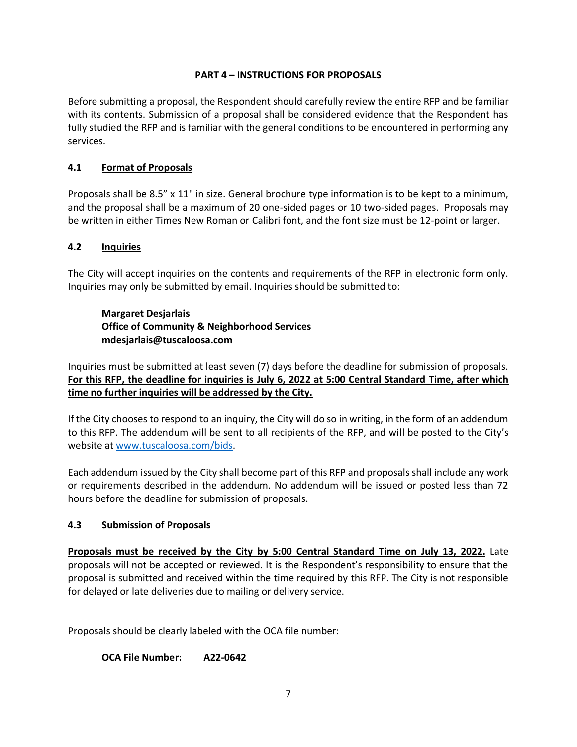## PART 4 – INSTRUCTIONS FOR PROPOSALS

Before submitting a proposal, the Respondent should carefully review the entire RFP and be familiar with its contents. Submission of a proposal shall be considered evidence that the Respondent has fully studied the RFP and is familiar with the general conditions to be encountered in performing any services.

### 4.1 Format of Proposals

Proposals shall be 8.5" x 11" in size. General brochure type information is to be kept to a minimum, and the proposal shall be a maximum of 20 one-sided pages or 10 two-sided pages. Proposals may be written in either Times New Roman or Calibri font, and the font size must be 12-point or larger.

### 4.2 Inquiries

The City will accept inquiries on the contents and requirements of the RFP in electronic form only. Inquiries may only be submitted by email. Inquiries should be submitted to:

**Margaret Desjarlais**
**Office of Community & Neighborhood Services**
**mdesjarlais@tuscaloosa.com**

Inquiries must be submitted at least seven (7) days before the deadline for submission of proposals. **For this RFP, the deadline for inquiries is July 6, 2022 at 5:00 Central Standard Time, after which time no further inquiries will be addressed by the City.**

If the City chooses to respond to an inquiry, the City will do so in writing, in the form of an addendum to this RFP. The addendum will be sent to all recipients of the RFP, and will be posted to the City's website at www.tuscaloosa.com/bids.

Each addendum issued by the City shall become part of this RFP and proposals shall include any work or requirements described in the addendum. No addendum will be issued or posted less than 72 hours before the deadline for submission of proposals.

### 4.3 Submission of Proposals

**Proposals must be received by the City by 5:00 Central Standard Time on July 13, 2022.** Late proposals will not be accepted or reviewed. It is the Respondent's responsibility to ensure that the proposal is submitted and received within the time required by this RFP. The City is not responsible for delayed or late deliveries due to mailing or delivery service.

Proposals should be clearly labeled with the OCA file number:

**OCA File Number: A22-0642**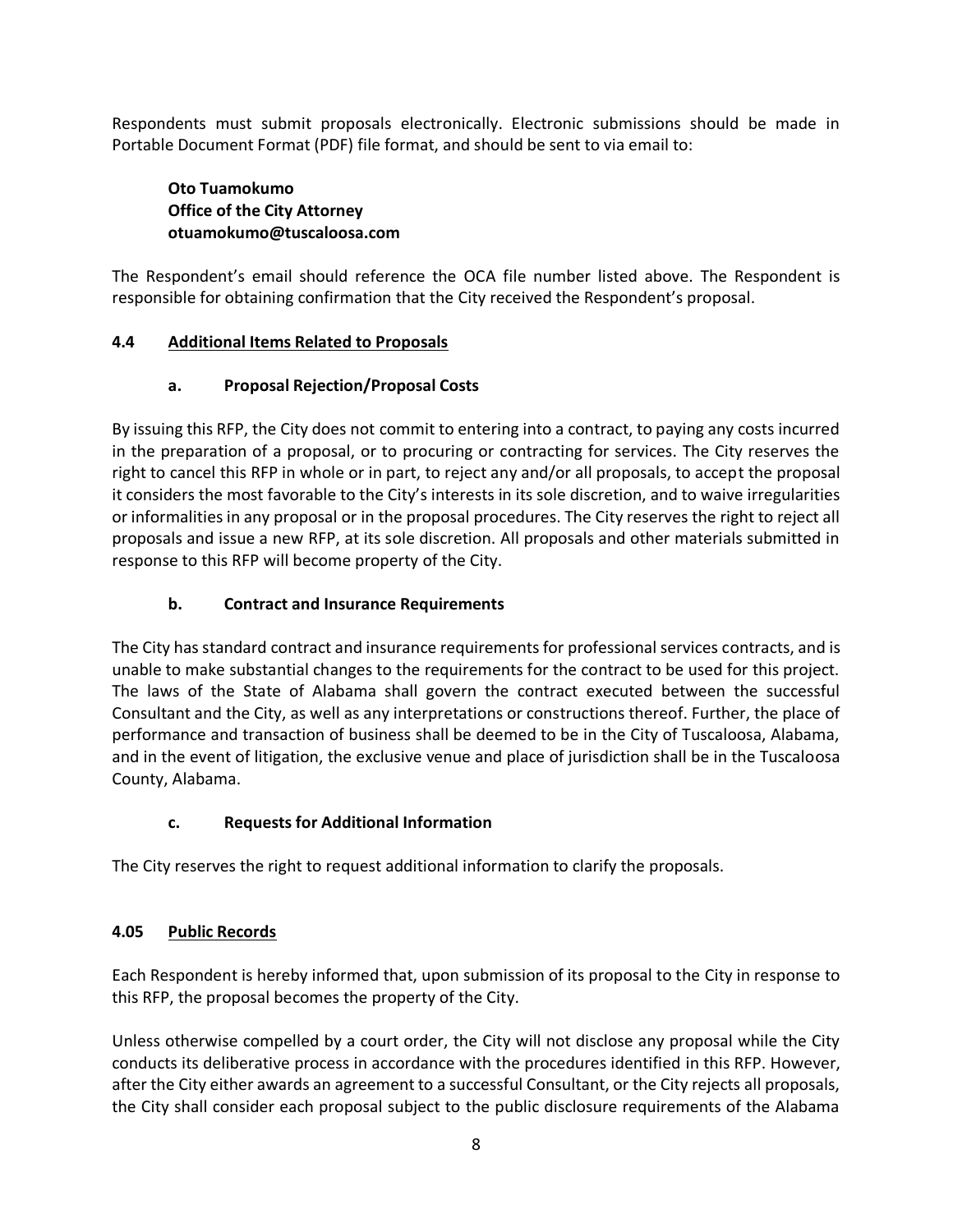Respondents must submit proposals electronically. Electronic submissions should be made in Portable Document Format (PDF) file format, and should be sent to via email to:

> **Oto Tuamokumo**
> **Office of the City Attorney**
> **otuamokumo@tuscaloosa.com**

The Respondent's email should reference the OCA file number listed above. The Respondent is responsible for obtaining confirmation that the City received the Respondent's proposal.

### 4.4 Additional Items Related to Proposals

#### a. Proposal Rejection/Proposal Costs

By issuing this RFP, the City does not commit to entering into a contract, to paying any costs incurred in the preparation of a proposal, or to procuring or contracting for services. The City reserves the right to cancel this RFP in whole or in part, to reject any and/or all proposals, to accept the proposal it considers the most favorable to the City's interests in its sole discretion, and to waive irregularities or informalities in any proposal or in the proposal procedures. The City reserves the right to reject all proposals and issue a new RFP, at its sole discretion. All proposals and other materials submitted in response to this RFP will become property of the City.

#### b. Contract and Insurance Requirements

The City has standard contract and insurance requirements for professional services contracts, and is unable to make substantial changes to the requirements for the contract to be used for this project. The laws of the State of Alabama shall govern the contract executed between the successful Consultant and the City, as well as any interpretations or constructions thereof. Further, the place of performance and transaction of business shall be deemed to be in the City of Tuscaloosa, Alabama, and in the event of litigation, the exclusive venue and place of jurisdiction shall be in the Tuscaloosa County, Alabama.

#### c. Requests for Additional Information

The City reserves the right to request additional information to clarify the proposals.

### 4.05 Public Records

Each Respondent is hereby informed that, upon submission of its proposal to the City in response to this RFP, the proposal becomes the property of the City.

Unless otherwise compelled by a court order, the City will not disclose any proposal while the City conducts its deliberative process in accordance with the procedures identified in this RFP. However, after the City either awards an agreement to a successful Consultant, or the City rejects all proposals, the City shall consider each proposal subject to the public disclosure requirements of the Alabama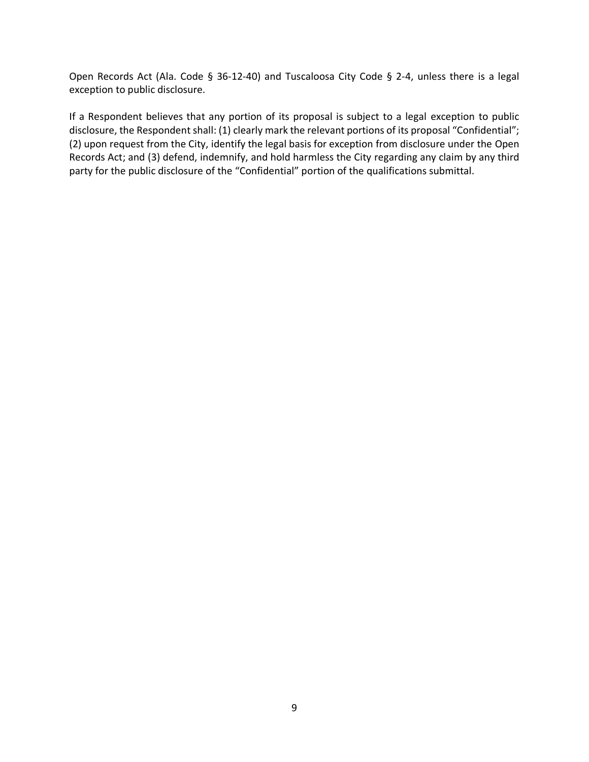Open Records Act (Ala. Code § 36-12-40) and Tuscaloosa City Code § 2-4, unless there is a legal exception to public disclosure.

If a Respondent believes that any portion of its proposal is subject to a legal exception to public disclosure, the Respondent shall: (1) clearly mark the relevant portions of its proposal "Confidential"; (2) upon request from the City, identify the legal basis for exception from disclosure under the Open Records Act; and (3) defend, indemnify, and hold harmless the City regarding any claim by any third party for the public disclosure of the "Confidential" portion of the qualifications submittal.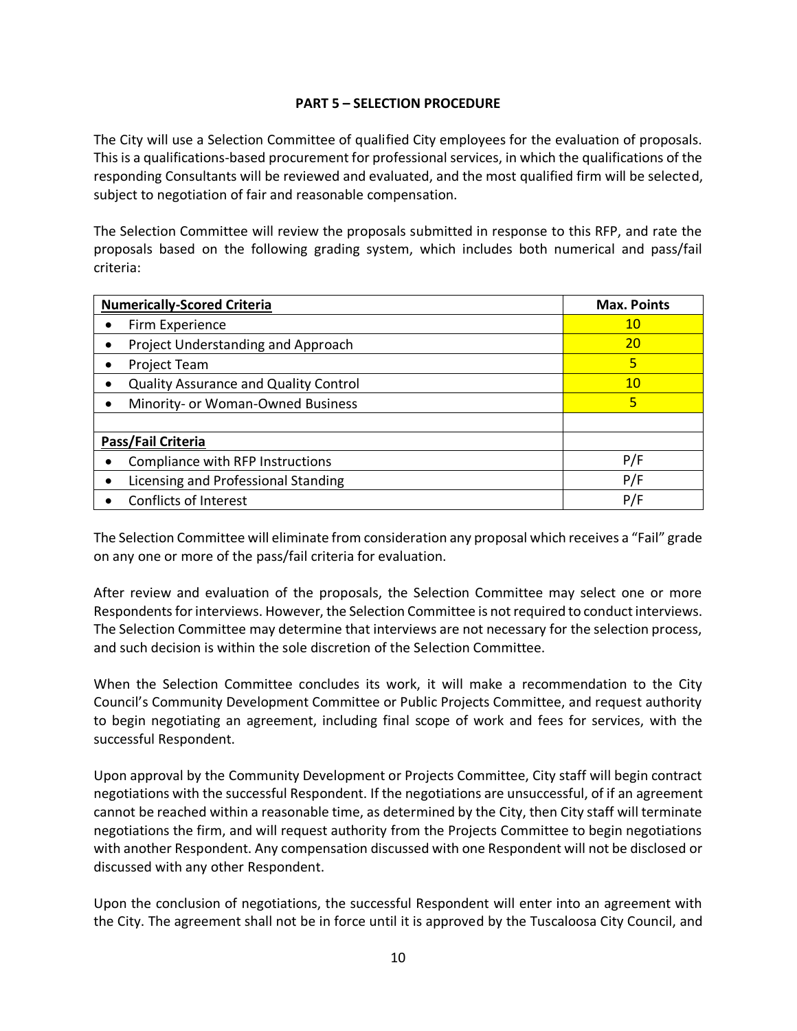## PART 5 – SELECTION PROCEDURE

The City will use a Selection Committee of qualified City employees for the evaluation of proposals. This is a qualifications-based procurement for professional services, in which the qualifications of the responding Consultants will be reviewed and evaluated, and the most qualified firm will be selected, subject to negotiation of fair and reasonable compensation.

The Selection Committee will review the proposals submitted in response to this RFP, and rate the proposals based on the following grading system, which includes both numerical and pass/fail criteria:

| **Numerically-Scored Criteria** | **Max. Points** |
|---|---|
| • Firm Experience | 10 |
| • Project Understanding and Approach | 20 |
| • Project Team | 5 |
| • Quality Assurance and Quality Control | 10 |
| • Minority- or Woman-Owned Business | 5 |
| | |
| **Pass/Fail Criteria** | |
| • Compliance with RFP Instructions | P/F |
| • Licensing and Professional Standing | P/F |
| • Conflicts of Interest | P/F |

The Selection Committee will eliminate from consideration any proposal which receives a "Fail" grade on any one or more of the pass/fail criteria for evaluation.

After review and evaluation of the proposals, the Selection Committee may select one or more Respondents for interviews. However, the Selection Committee is not required to conduct interviews. The Selection Committee may determine that interviews are not necessary for the selection process, and such decision is within the sole discretion of the Selection Committee.

When the Selection Committee concludes its work, it will make a recommendation to the City Council's Community Development Committee or Public Projects Committee, and request authority to begin negotiating an agreement, including final scope of work and fees for services, with the successful Respondent.

Upon approval by the Community Development or Projects Committee, City staff will begin contract negotiations with the successful Respondent. If the negotiations are unsuccessful, of if an agreement cannot be reached within a reasonable time, as determined by the City, then City staff will terminate negotiations the firm, and will request authority from the Projects Committee to begin negotiations with another Respondent. Any compensation discussed with one Respondent will not be disclosed or discussed with any other Respondent.

Upon the conclusion of negotiations, the successful Respondent will enter into an agreement with the City. The agreement shall not be in force until it is approved by the Tuscaloosa City Council, and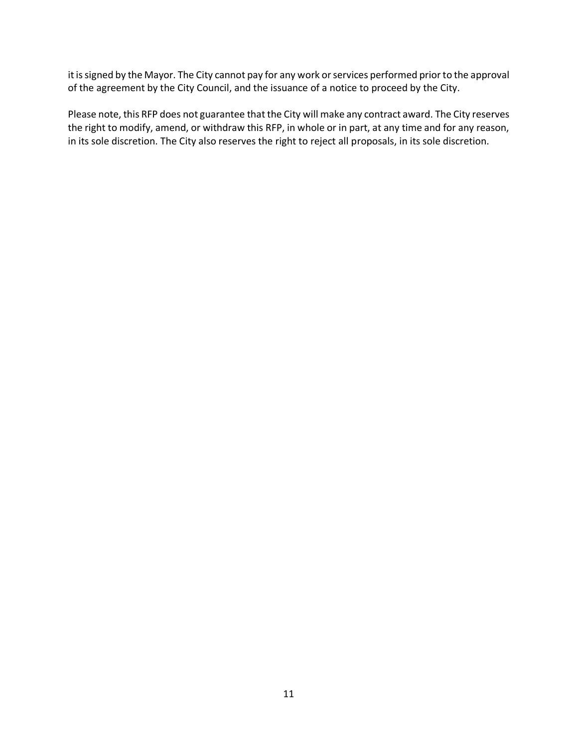it is signed by the Mayor. The City cannot pay for any work or services performed prior to the approval of the agreement by the City Council, and the issuance of a notice to proceed by the City.

Please note, this RFP does not guarantee that the City will make any contract award. The City reserves the right to modify, amend, or withdraw this RFP, in whole or in part, at any time and for any reason, in its sole discretion. The City also reserves the right to reject all proposals, in its sole discretion.